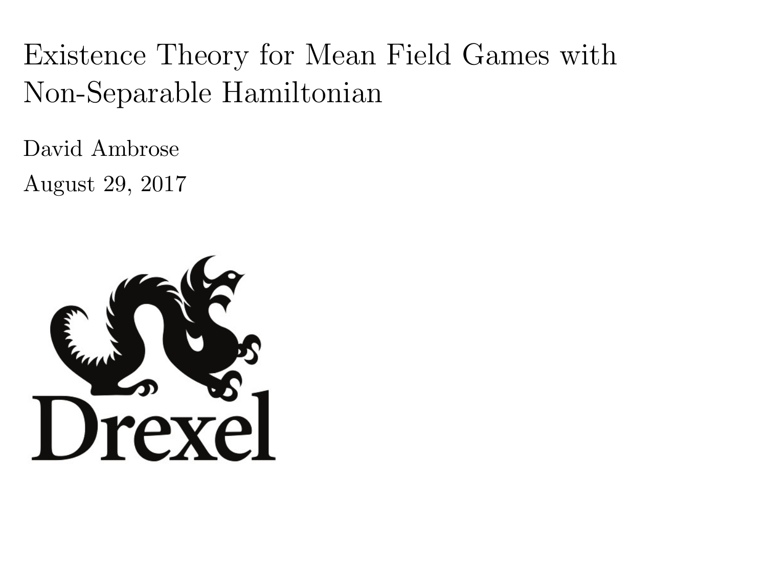# Existence Theory for Mean Field Games with Non-Separable Hamiltonian

David Ambrose

August 29, 2017

Drexel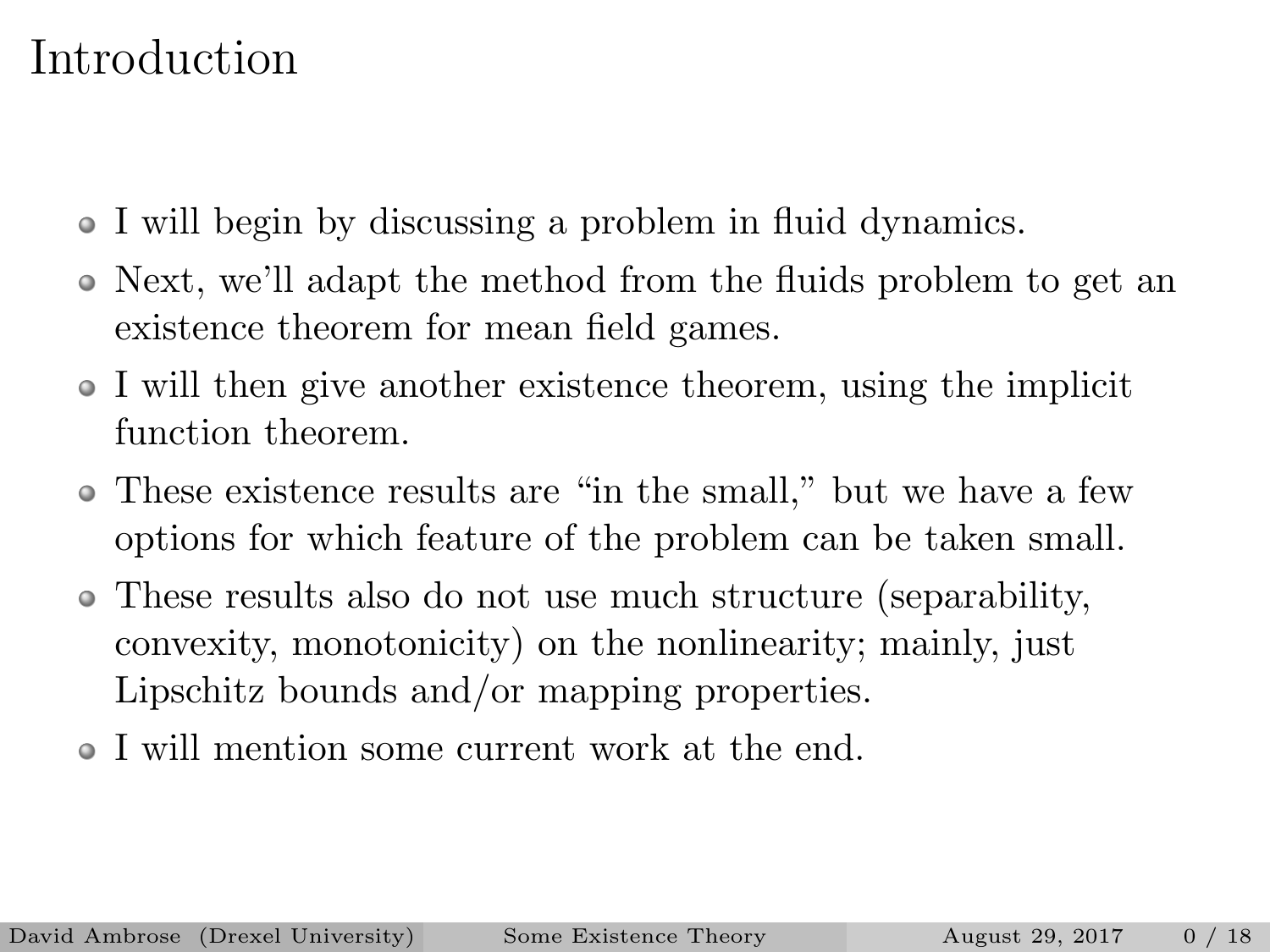# Introduction

- I will begin by discussing a problem in fluid dynamics.
- Next, we'll adapt the method from the fluids problem to get an existence theorem for mean field games.
- I will then give another existence theorem, using the implicit function theorem.
- These existence results are "in the small," but we have a few options for which feature of the problem can be taken small.
- These results also do not use much structure (separability, convexity, monotonicity) on the nonlinearity; mainly, just Lipschitz bounds and/or mapping properties.
- I will mention some current work at the end.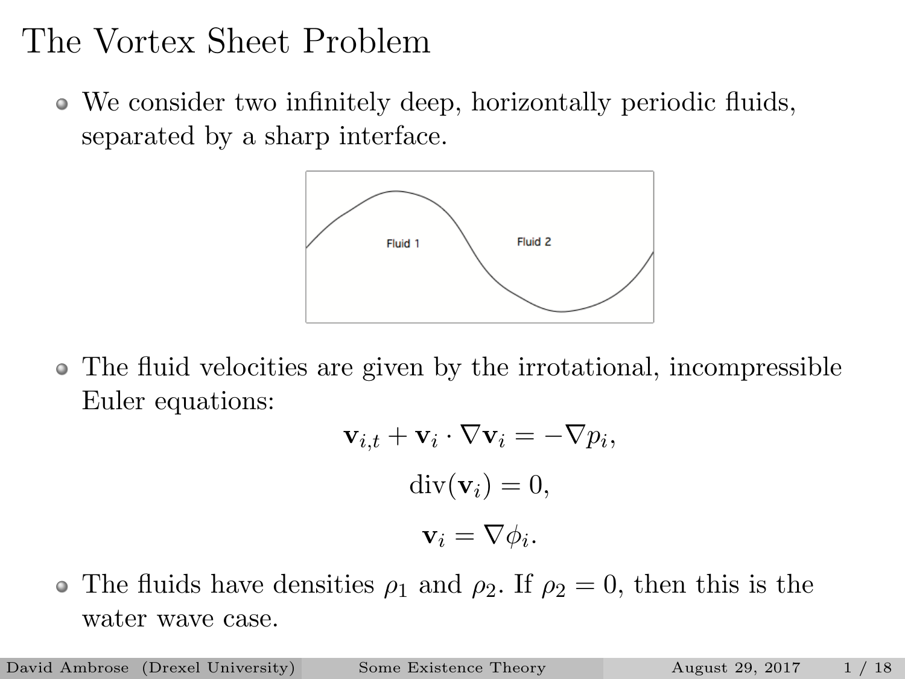# The Vortex Sheet Problem

- We consider two infinitely deep, horizontally periodic fluids, separated by a sharp interface.

- The fluid velocities are given by the irrotational, incompressible Euler equations:

$$\mathbf{v}_{i,t} + \mathbf{v}_i \cdot \nabla \mathbf{v}_i = -\nabla p_i,$$

$$\mathrm{div}(\mathbf{v}_i) = 0,$$

$$\mathbf{v}_i = \nabla \phi_i.$$

- The fluids have densities $\rho_1$ and $\rho_2$. If $\rho_2 = 0$, then this is the water wave case.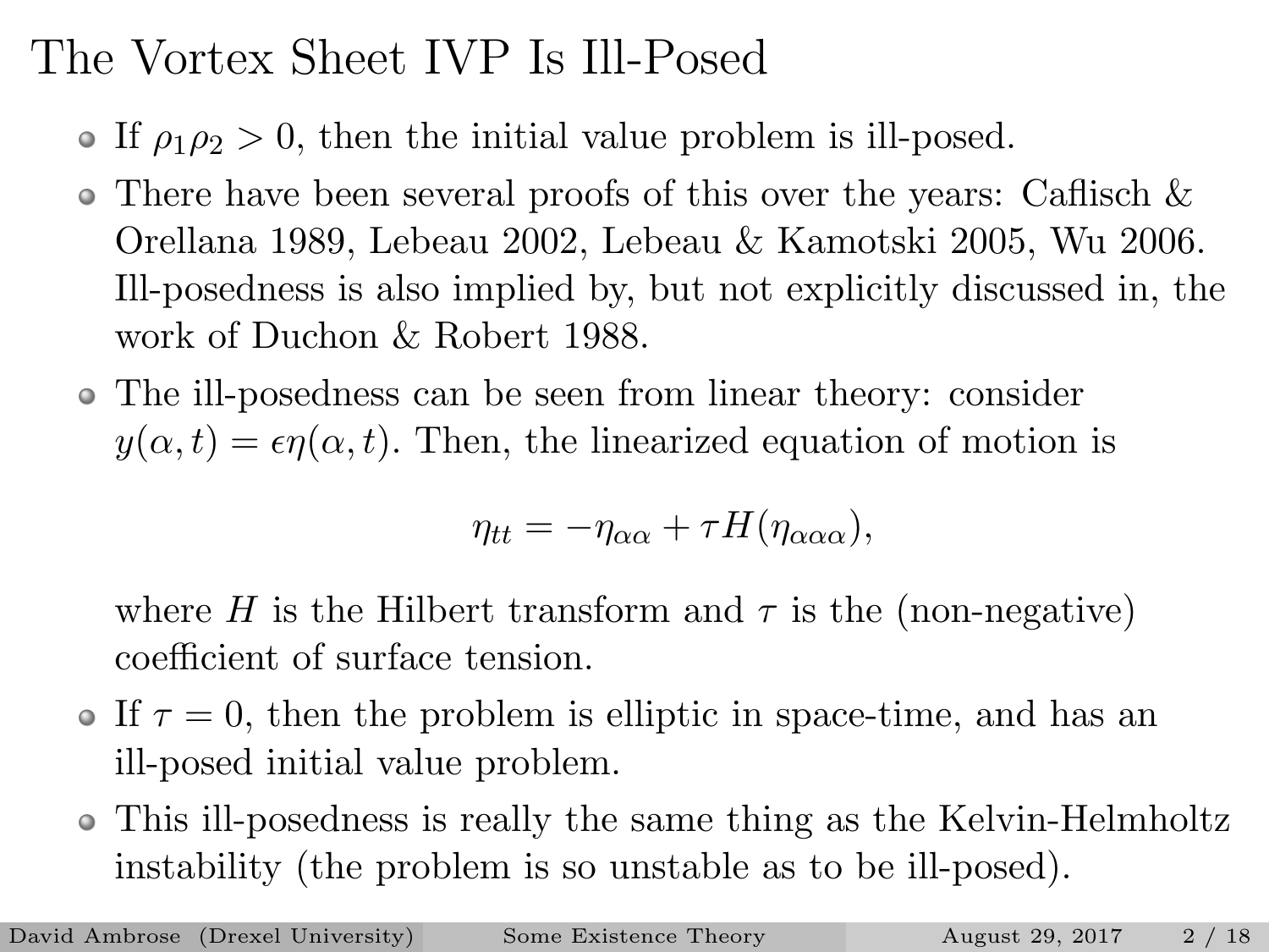# The Vortex Sheet IVP Is Ill-Posed

- If $\rho_1\rho_2 > 0$, then the initial value problem is ill-posed.
- There have been several proofs of this over the years: Caflisch & Orellana 1989, Lebeau 2002, Lebeau & Kamotski 2005, Wu 2006. Ill-posedness is also implied by, but not explicitly discussed in, the work of Duchon & Robert 1988.
- The ill-posedness can be seen from linear theory: consider $y(\alpha, t) = \epsilon\eta(\alpha, t)$. Then, the linearized equation of motion is

$$\eta_{tt} = -\eta_{\alpha\alpha} + \tau H(\eta_{\alpha\alpha\alpha}),$$

  where $H$ is the Hilbert transform and $\tau$ is the (non-negative) coefficient of surface tension.
- If $\tau = 0$, then the problem is elliptic in space-time, and has an ill-posed initial value problem.
- This ill-posedness is really the same thing as the Kelvin-Helmholtz instability (the problem is so unstable as to be ill-posed).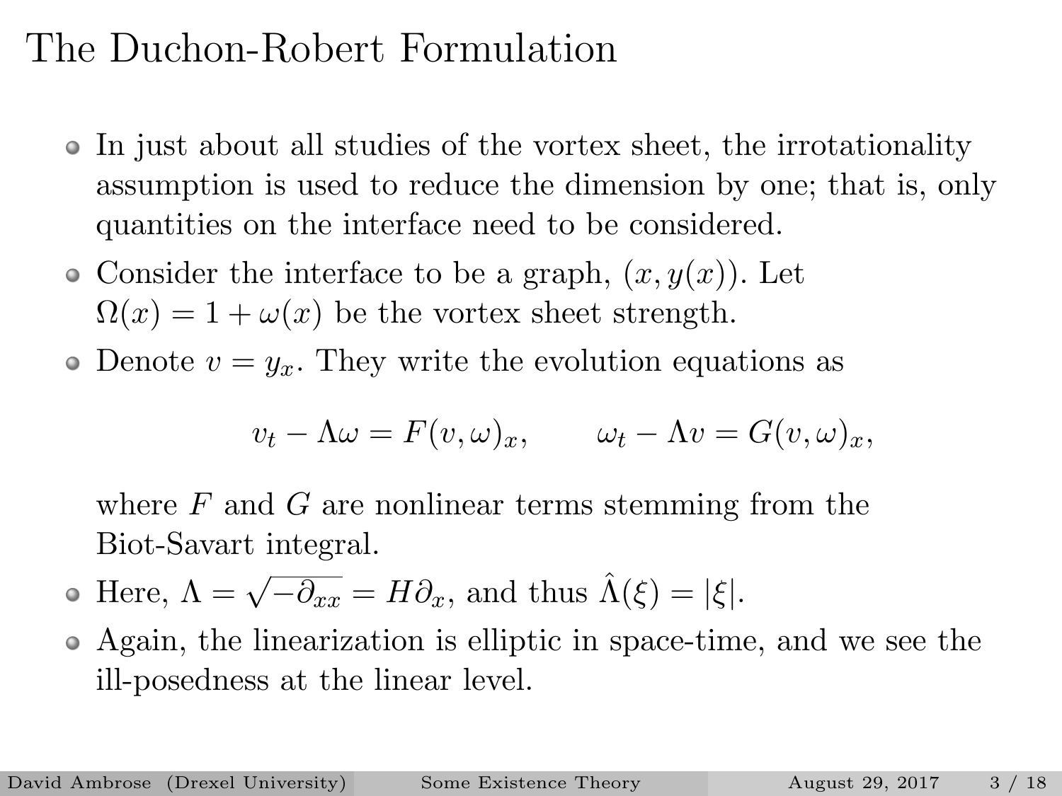# The Duchon-Robert Formulation

- In just about all studies of the vortex sheet, the irrotationality assumption is used to reduce the dimension by one; that is, only quantities on the interface need to be considered.
- Consider the interface to be a graph, $(x, y(x))$. Let $\Omega(x) = 1 + \omega(x)$ be the vortex sheet strength.
- Denote $v = y_x$. They write the evolution equations as

  $$v_t - \Lambda\omega = F(v, \omega)_x, \qquad \omega_t - \Lambda v = G(v, \omega)_x,$$

  where $F$ and $G$ are nonlinear terms stemming from the Biot-Savart integral.
- Here, $\Lambda = \sqrt{-\partial_{xx}} = H\partial_x$, and thus $\hat{\Lambda}(\xi) = |\xi|$.
- Again, the linearization is elliptic in space-time, and we see the ill-posedness at the linear level.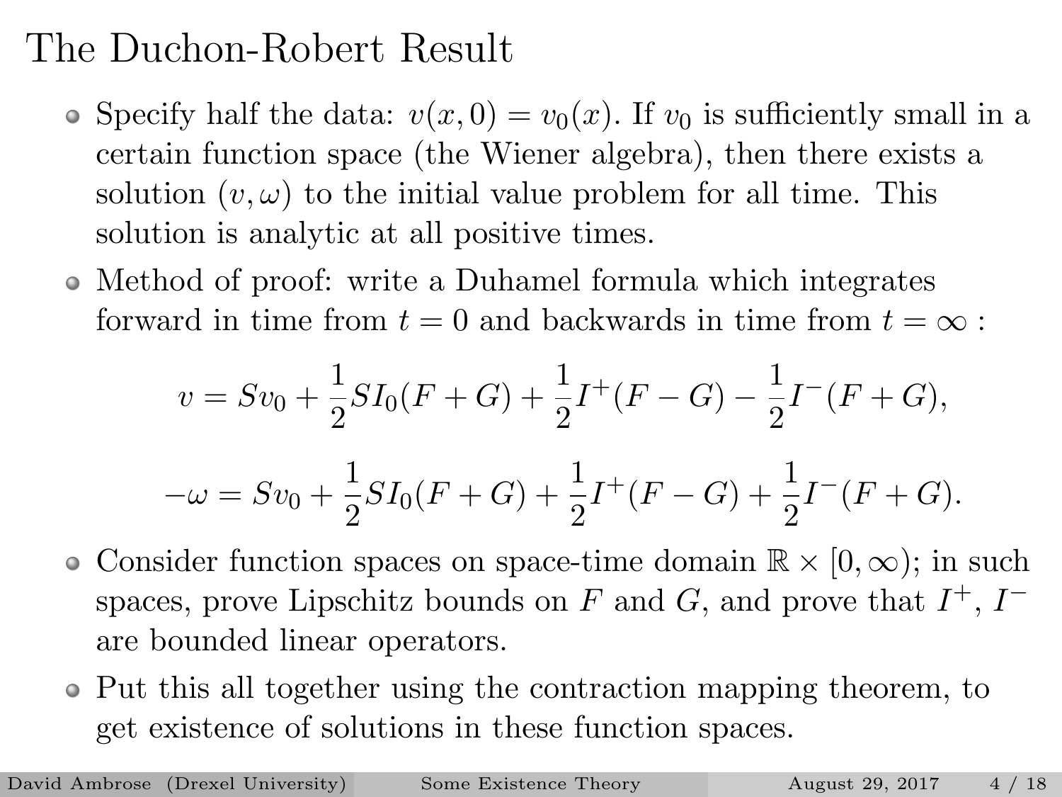# The Duchon-Robert Result

- Specify half the data: $v(x, 0) = v_0(x)$. If $v_0$ is sufficiently small in a certain function space (the Wiener algebra), then there exists a solution $(v, \omega)$ to the initial value problem for all time. This solution is analytic at all positive times.
- Method of proof: write a Duhamel formula which integrates forward in time from $t = 0$ and backwards in time from $t = \infty$ :

$$v = Sv_0 + \frac{1}{2}SI_0(F + G) + \frac{1}{2}I^+(F - G) - \frac{1}{2}I^-(F + G),$$

$$-\omega = Sv_0 + \frac{1}{2}SI_0(F + G) + \frac{1}{2}I^+(F - G) + \frac{1}{2}I^-(F + G).$$

- Consider function spaces on space-time domain $\mathbb{R} \times [0, \infty)$; in such spaces, prove Lipschitz bounds on $F$ and $G$, and prove that $I^+$, $I^-$ are bounded linear operators.
- Put this all together using the contraction mapping theorem, to get existence of solutions in these function spaces.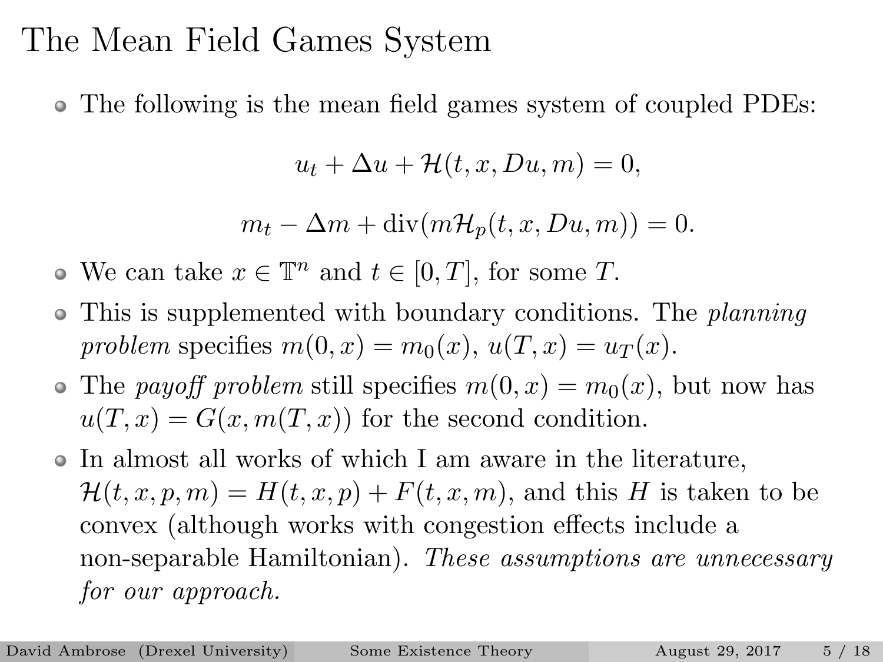# The Mean Field Games System

- The following is the mean field games system of coupled PDEs:

$$u_t + \Delta u + \mathcal{H}(t, x, Du, m) = 0,$$

$$m_t - \Delta m + \operatorname{div}(m\mathcal{H}_p(t, x, Du, m)) = 0.$$

- We can take $x \in \mathbb{T}^n$ and $t \in [0, T]$, for some $T$.
- This is supplemented with boundary conditions. The *planning problem* specifies $m(0, x) = m_0(x)$, $u(T, x) = u_T(x)$.
- The *payoff problem* still specifies $m(0, x) = m_0(x)$, but now has $u(T, x) = G(x, m(T, x))$ for the second condition.
- In almost all works of which I am aware in the literature, $\mathcal{H}(t, x, p, m) = H(t, x, p) + F(t, x, m)$, and this $H$ is taken to be convex (although works with congestion effects include a non-separable Hamiltonian). *These assumptions are unnecessary for our approach.*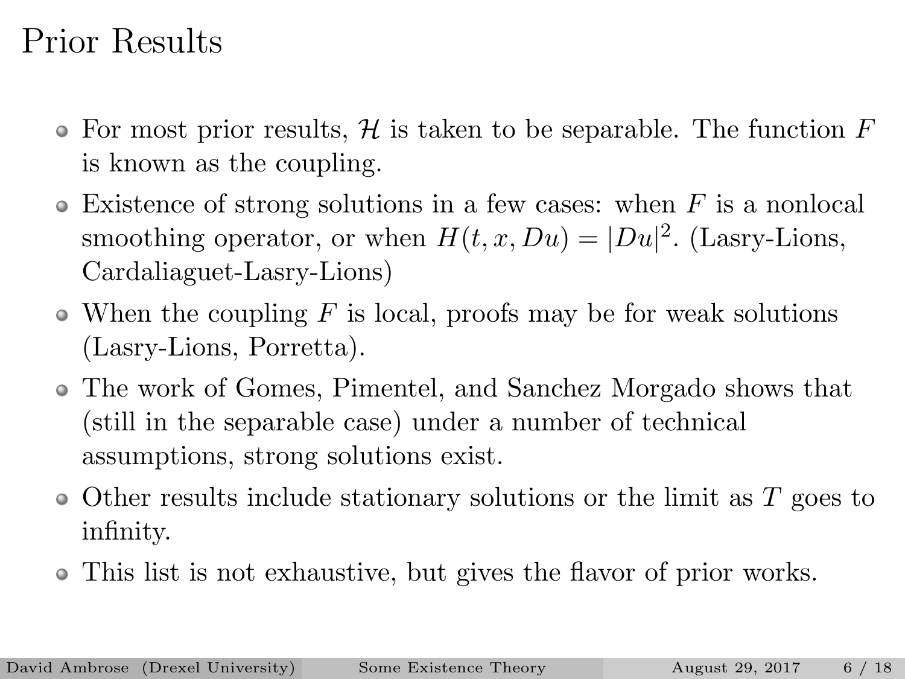# Prior Results

- For most prior results, $\mathcal{H}$ is taken to be separable. The function $F$ is known as the coupling.
- Existence of strong solutions in a few cases: when $F$ is a nonlocal smoothing operator, or when $H(t, x, Du) = |Du|^2$. (Lasry-Lions, Cardaliaguet-Lasry-Lions)
- When the coupling $F$ is local, proofs may be for weak solutions (Lasry-Lions, Porretta).
- The work of Gomes, Pimentel, and Sanchez Morgado shows that (still in the separable case) under a number of technical assumptions, strong solutions exist.
- Other results include stationary solutions or the limit as $T$ goes to infinity.
- This list is not exhaustive, but gives the flavor of prior works.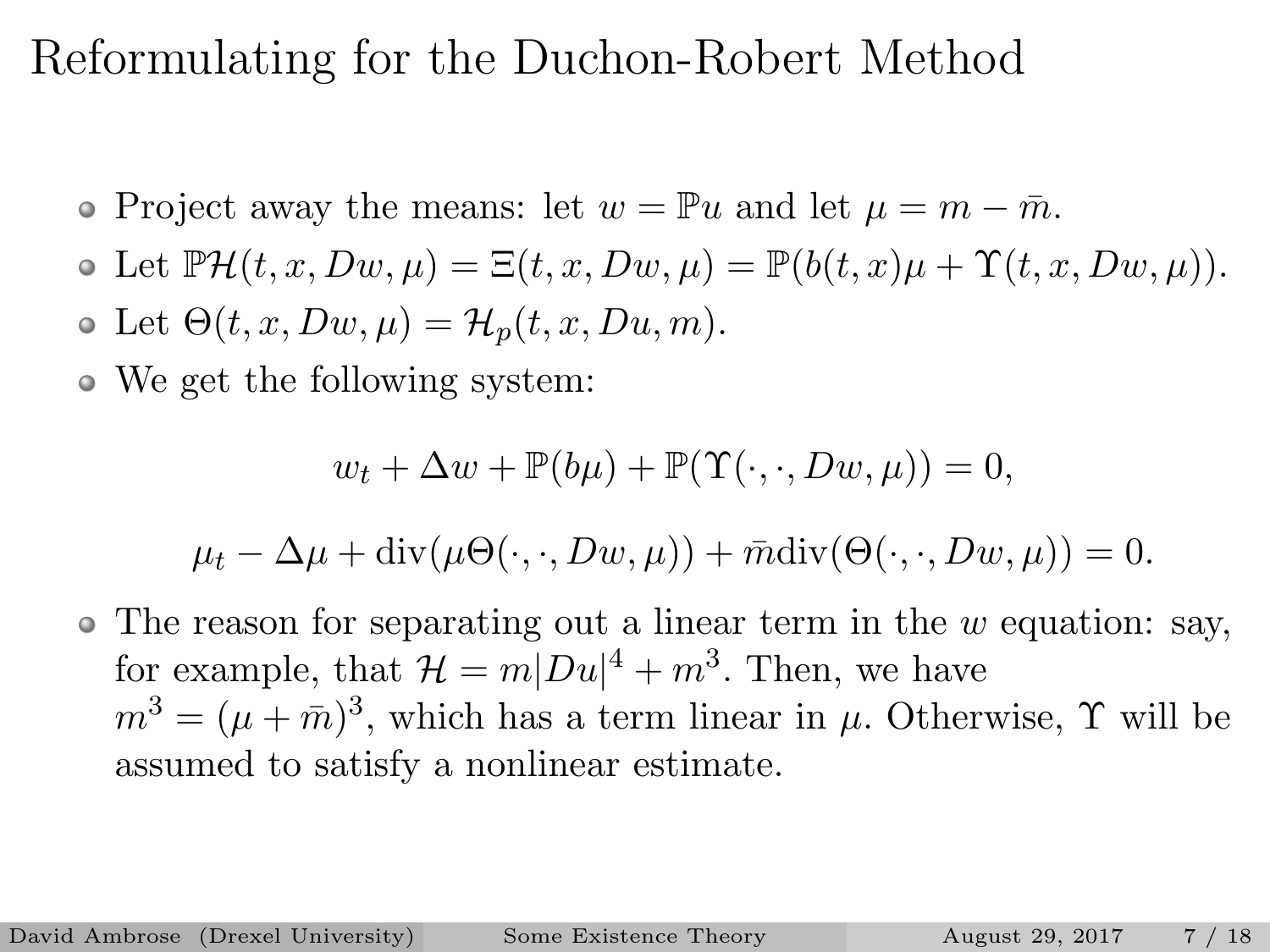# Reformulating for the Duchon-Robert Method

- Project away the means: let $w = \mathbb{P}u$ and let $\mu = m - \bar{m}$.
- Let $\mathbb{P}\mathcal{H}(t, x, Dw, \mu) = \Xi(t, x, Dw, \mu) = \mathbb{P}(b(t, x)\mu + \Upsilon(t, x, Dw, \mu))$.
- Let $\Theta(t, x, Dw, \mu) = \mathcal{H}_p(t, x, Du, m)$.
- We get the following system:

$$w_t + \Delta w + \mathbb{P}(b\mu) + \mathbb{P}(\Upsilon(\cdot, \cdot, Dw, \mu)) = 0,$$

$$\mu_t - \Delta\mu + \mathrm{div}(\mu\Theta(\cdot, \cdot, Dw, \mu)) + \bar{m}\mathrm{div}(\Theta(\cdot, \cdot, Dw, \mu)) = 0.$$

- The reason for separating out a linear term in the $w$ equation: say, for example, that $\mathcal{H} = m|Du|^4 + m^3$. Then, we have $m^3 = (\mu + \bar{m})^3$, which has a term linear in $\mu$. Otherwise, $\Upsilon$ will be assumed to satisfy a nonlinear estimate.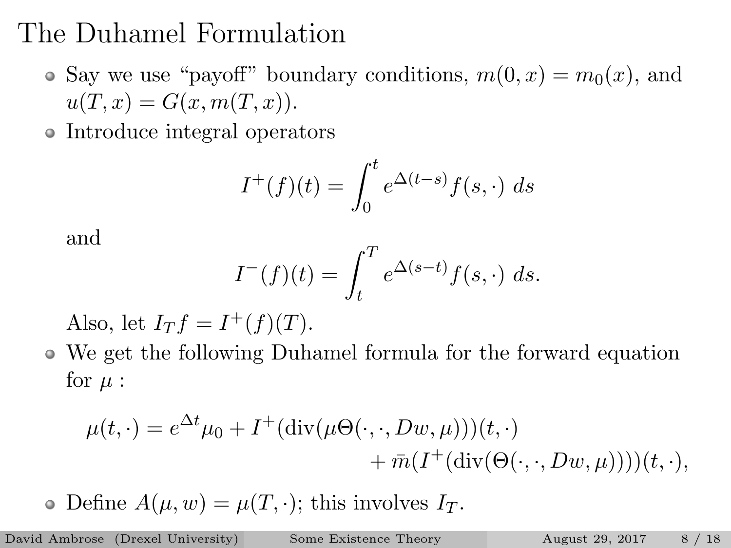# The Duhamel Formulation

- Say we use "payoff" boundary conditions, $m(0,x) = m_0(x)$, and $u(T,x) = G(x, m(T,x))$.
- Introduce integral operators

$$I^+(f)(t) = \int_0^t e^{\Delta(t-s)} f(s,\cdot)\, ds$$

  and

$$I^-(f)(t) = \int_t^T e^{\Delta(s-t)} f(s,\cdot)\, ds.$$

  Also, let $I_T f = I^+(f)(T)$.
- We get the following Duhamel formula for the forward equation for $\mu$ :

$$\mu(t,\cdot) = e^{\Delta t}\mu_0 + I^+(\mathrm{div}(\mu\Theta(\cdot,\cdot,Dw,\mu)))(t,\cdot) + \bar{m}(I^+(\mathrm{div}(\Theta(\cdot,\cdot,Dw,\mu))))(t,\cdot),$$

- Define $A(\mu, w) = \mu(T,\cdot)$; this involves $I_T$.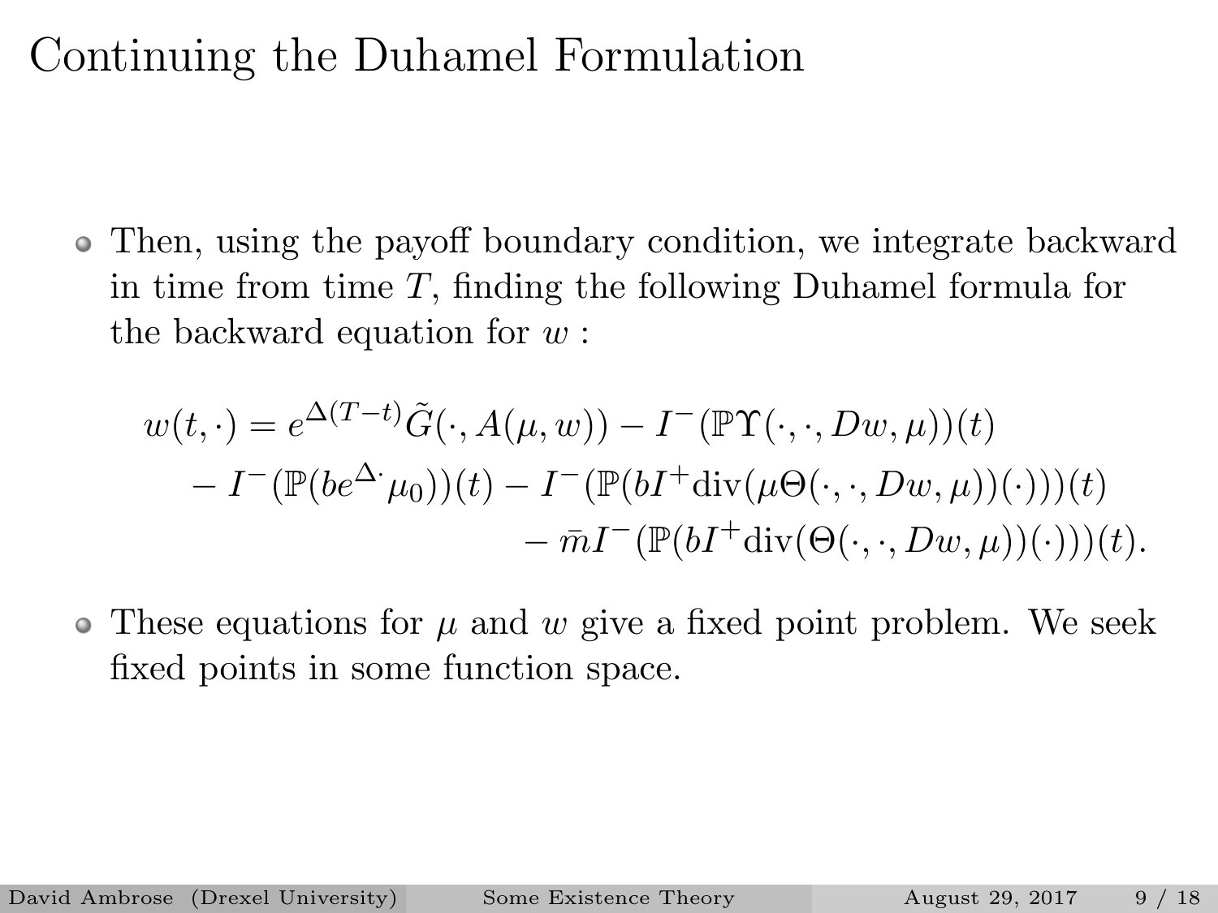# Continuing the Duhamel Formulation

- Then, using the payoff boundary condition, we integrate backward in time from time $T$, finding the following Duhamel formula for the backward equation for $w$ :

$$
\begin{aligned}
w(t,\cdot) = e^{\Delta(T-t)}\tilde{G}(\cdot, A(\mu,w)) - I^{-}(\mathbb{P}\Upsilon(\cdot,\cdot,Dw,\mu))(t) \\
- I^{-}(\mathbb{P}(be^{\Delta\cdot}\mu_0))(t) - I^{-}(\mathbb{P}(bI^{+}\mathrm{div}(\mu\Theta(\cdot,\cdot,Dw,\mu))(\cdot)))(t) \\
- \bar{m}I^{-}(\mathbb{P}(bI^{+}\mathrm{div}(\Theta(\cdot,\cdot,Dw,\mu))(\cdot)))(t).
\end{aligned}
$$

- These equations for $\mu$ and $w$ give a fixed point problem. We seek fixed points in some function space.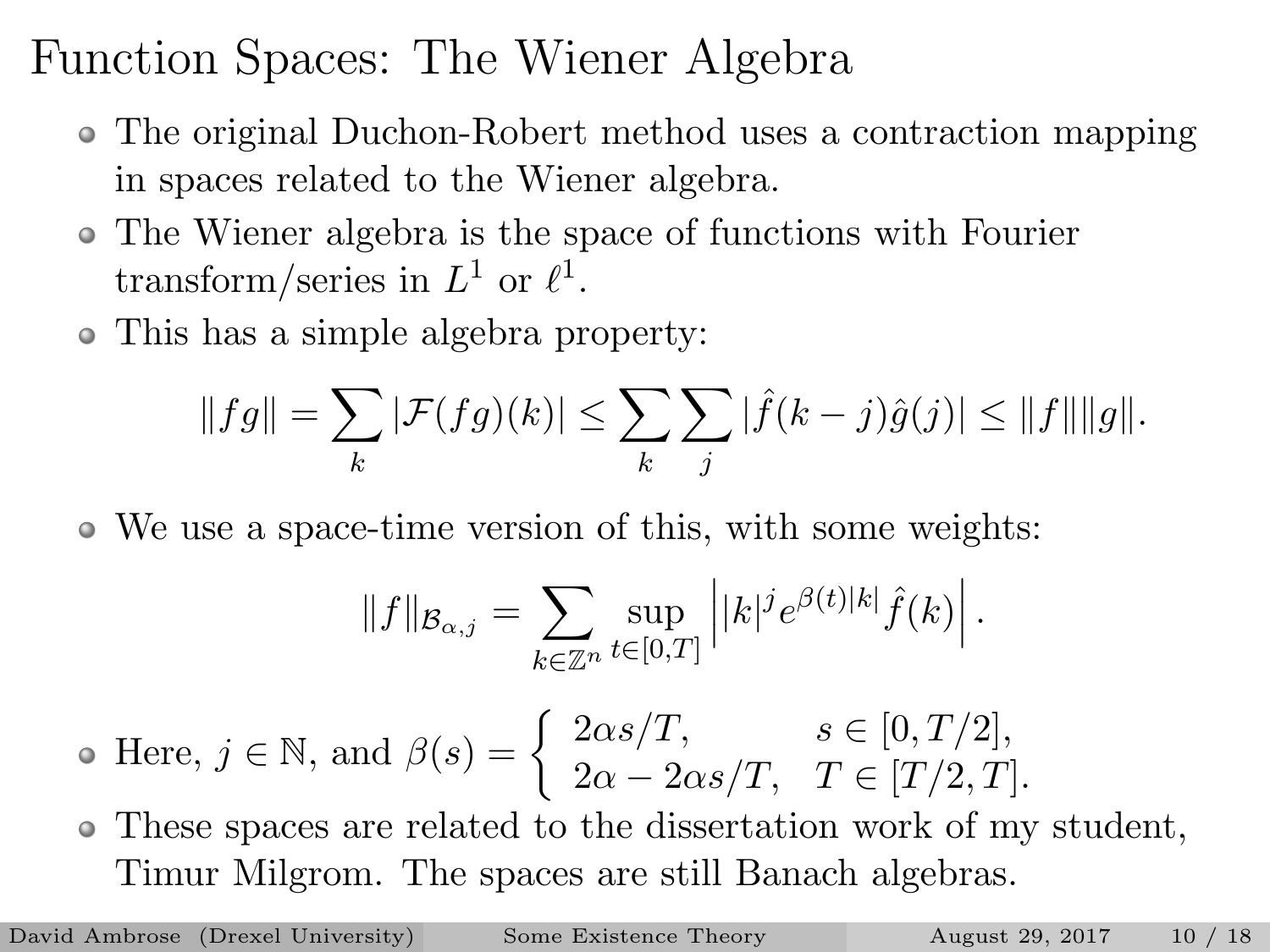# Function Spaces: The Wiener Algebra

- The original Duchon-Robert method uses a contraction mapping in spaces related to the Wiener algebra.
- The Wiener algebra is the space of functions with Fourier transform/series in $L^1$ or $\ell^1$.
- This has a simple algebra property:

$$\|fg\| = \sum_k |\mathcal{F}(fg)(k)| \leq \sum_k \sum_j |\hat{f}(k-j)\hat{g}(j)| \leq \|f\|\|g\|.$$

- We use a space-time version of this, with some weights:

$$\|f\|_{\mathcal{B}_{\alpha,j}} = \sum_{k \in \mathbb{Z}^n} \sup_{t \in [0,T]} \left| |k|^j e^{\beta(t)|k|} \hat{f}(k) \right|.$$

- Here, $j \in \mathbb{N}$, and $\beta(s) = \begin{cases} 2\alpha s/T, & s \in [0, T/2], \\ 2\alpha - 2\alpha s/T, & T \in [T/2, T]. \end{cases}$
- These spaces are related to the dissertation work of my student, Timur Milgrom. The spaces are still Banach algebras.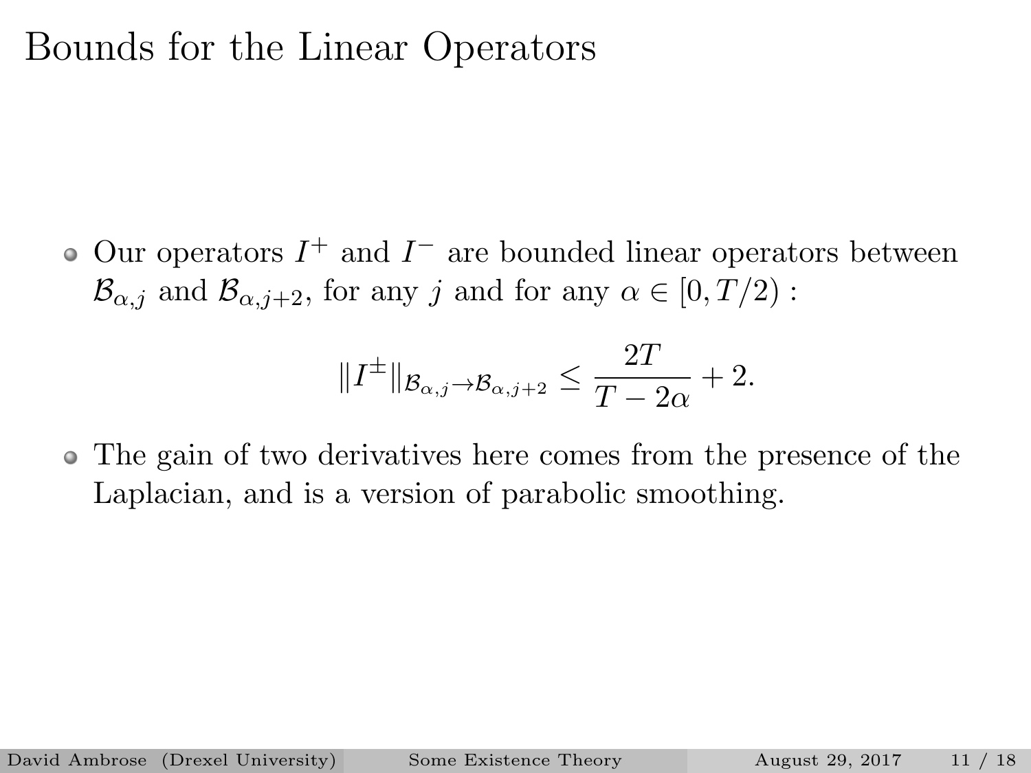# Bounds for the Linear Operators

- Our operators $I^+$ and $I^-$ are bounded linear operators between $\mathcal{B}_{\alpha,j}$ and $\mathcal{B}_{\alpha,j+2}$, for any $j$ and for any $\alpha \in [0, T/2)$ :

$$\|I^{\pm}\|_{\mathcal{B}_{\alpha,j} \to \mathcal{B}_{\alpha,j+2}} \leq \frac{2T}{T - 2\alpha} + 2.$$

- The gain of two derivatives here comes from the presence of the Laplacian, and is a version of parabolic smoothing.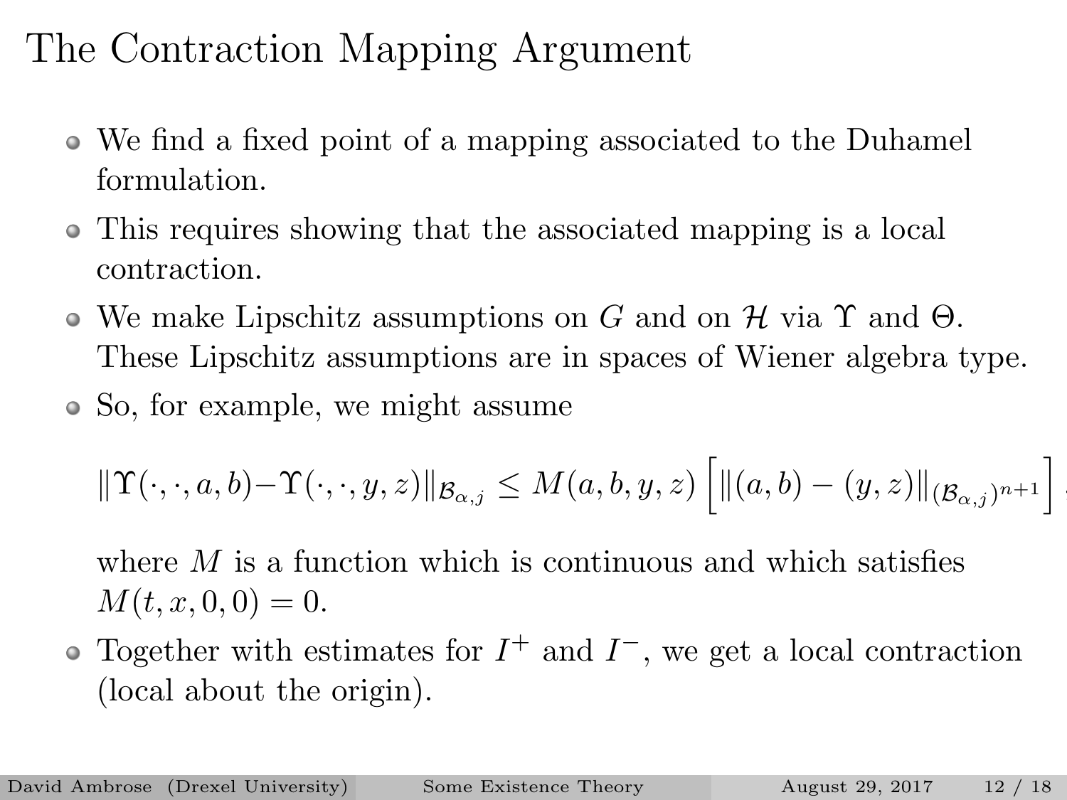# The Contraction Mapping Argument

- We find a fixed point of a mapping associated to the Duhamel formulation.
- This requires showing that the associated mapping is a local contraction.
- We make Lipschitz assumptions on $G$ and on $\mathcal{H}$ via $\Upsilon$ and $\Theta$. These Lipschitz assumptions are in spaces of Wiener algebra type.
- So, for example, we might assume

$$\|\Upsilon(\cdot,\cdot,a,b)-\Upsilon(\cdot,\cdot,y,z)\|_{\mathcal{B}_{\alpha,j}} \leq M(a,b,y,z)\left[\|(a,b)-(y,z)\|_{(\mathcal{B}_{\alpha,j})^{n+1}}\right],$$

  where $M$ is a function which is continuous and which satisfies $M(t,x,0,0)=0$.
- Together with estimates for $I^{+}$ and $I^{-}$, we get a local contraction (local about the origin).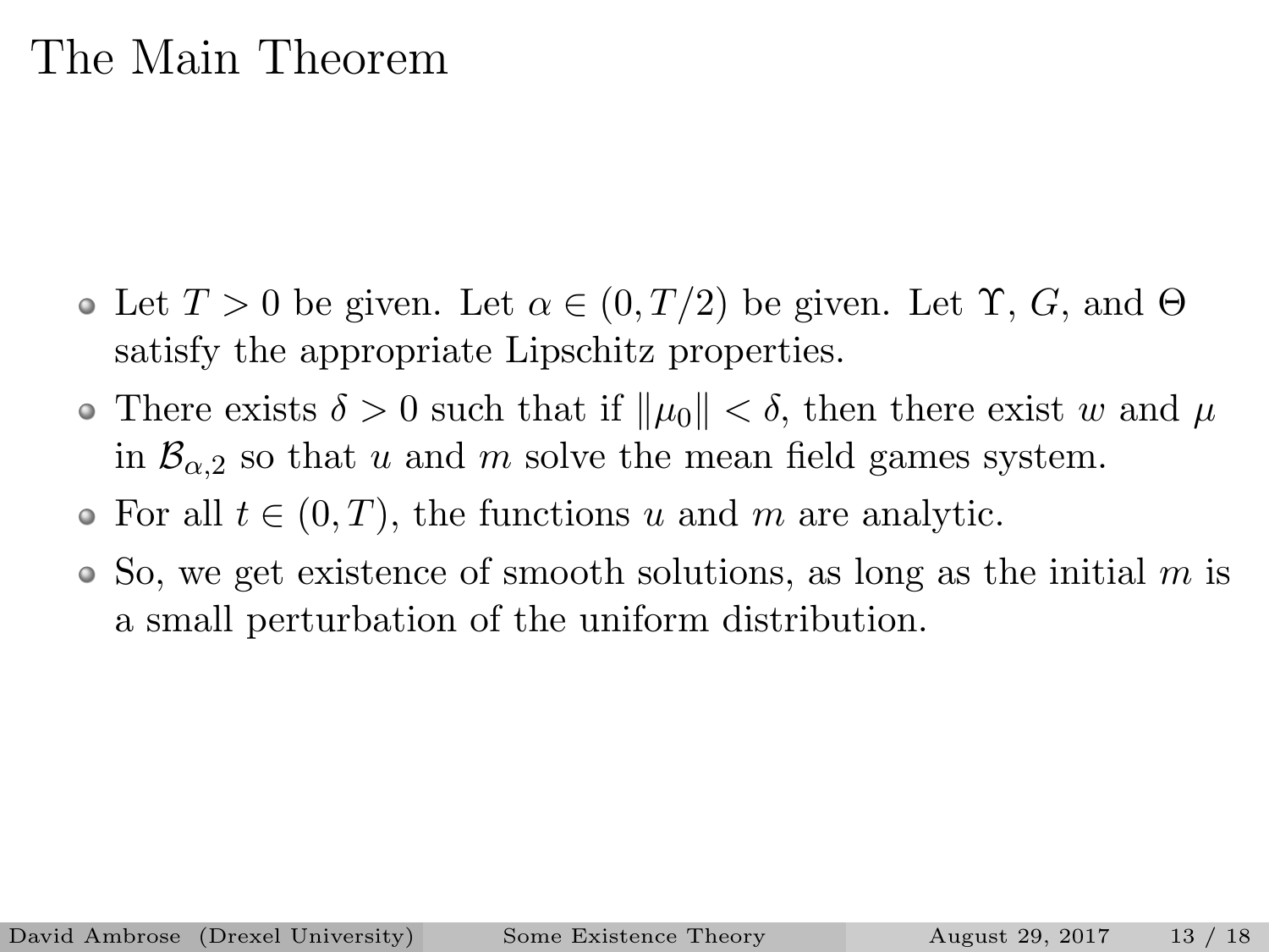# The Main Theorem

- Let $T > 0$ be given. Let $\alpha \in (0, T/2)$ be given. Let $\Upsilon$, $G$, and $\Theta$ satisfy the appropriate Lipschitz properties.
- There exists $\delta > 0$ such that if $\|\mu_0\| < \delta$, then there exist $w$ and $\mu$ in $\mathcal{B}_{\alpha,2}$ so that $u$ and $m$ solve the mean field games system.
- For all $t \in (0, T)$, the functions $u$ and $m$ are analytic.
- So, we get existence of smooth solutions, as long as the initial $m$ is a small perturbation of the uniform distribution.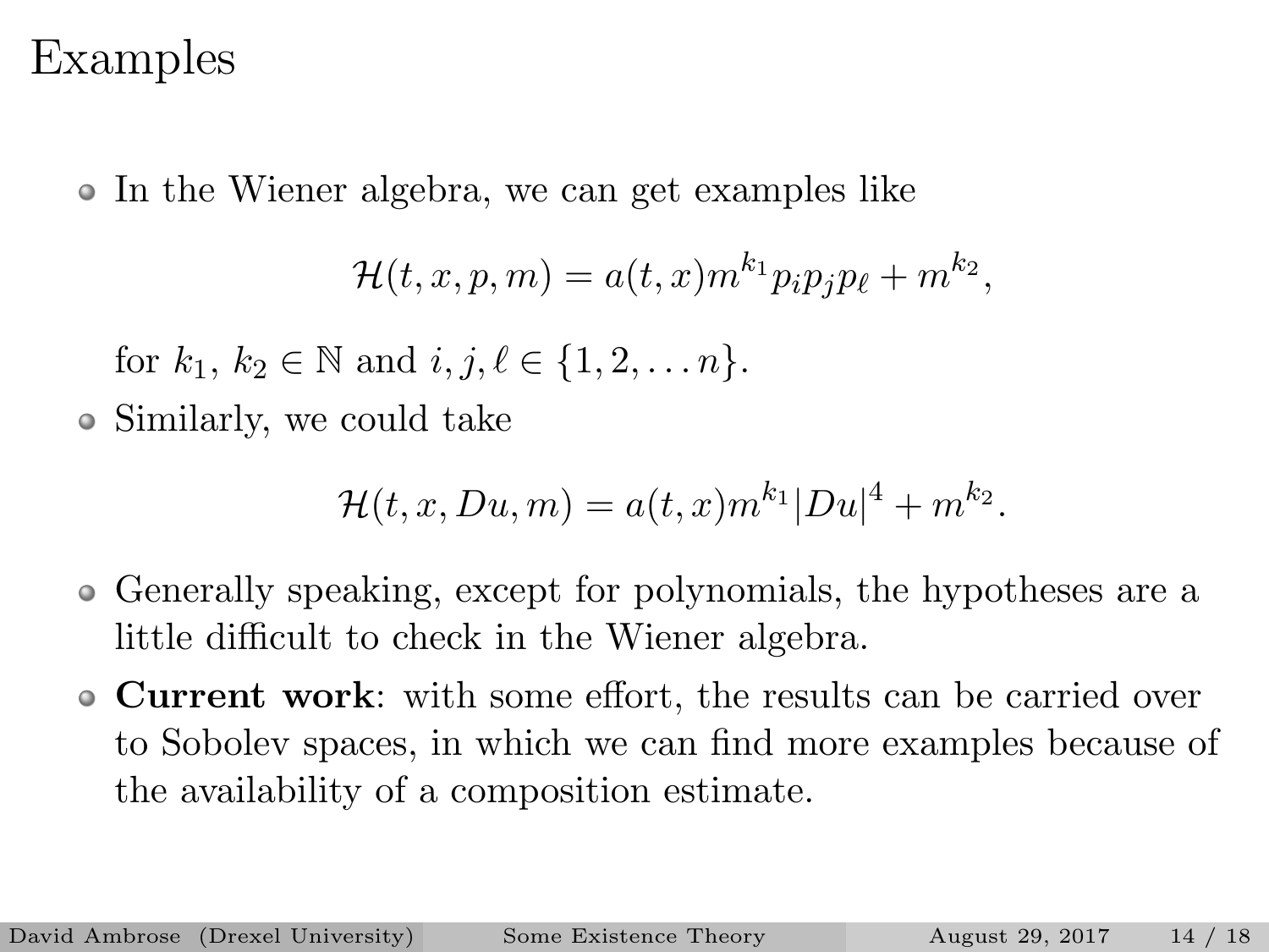# Examples

- In the Wiener algebra, we can get examples like

$$\mathcal{H}(t,x,p,m) = a(t,x)m^{k_1}p_ip_jp_\ell + m^{k_2},$$

  for $k_1$, $k_2 \in \mathbb{N}$ and $i, j, \ell \in \{1, 2, \ldots n\}$.

- Similarly, we could take

$$\mathcal{H}(t,x,Du,m) = a(t,x)m^{k_1}|Du|^4 + m^{k_2}.$$

- Generally speaking, except for polynomials, the hypotheses are a little difficult to check in the Wiener algebra.
- **Current work**: with some effort, the results can be carried over to Sobolev spaces, in which we can find more examples because of the availability of a composition estimate.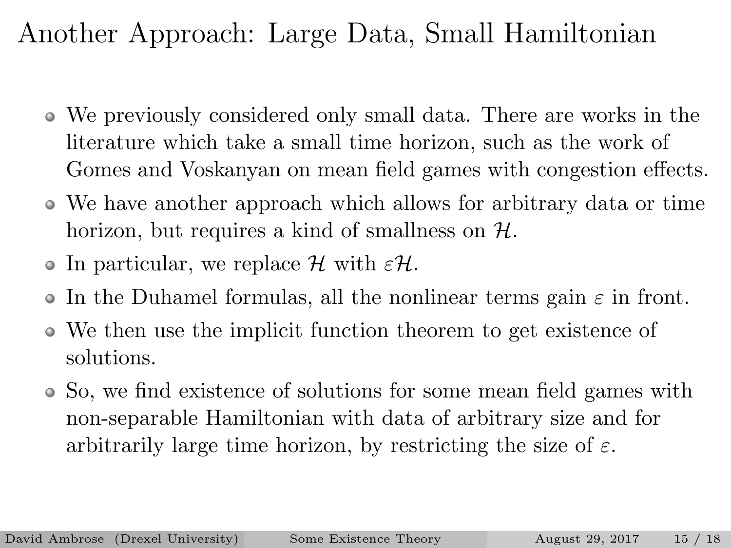# Another Approach: Large Data, Small Hamiltonian

- We previously considered only small data. There are works in the literature which take a small time horizon, such as the work of Gomes and Voskanyan on mean field games with congestion effects.
- We have another approach which allows for arbitrary data or time horizon, but requires a kind of smallness on $\mathcal{H}$.
- In particular, we replace $\mathcal{H}$ with $\varepsilon\mathcal{H}$.
- In the Duhamel formulas, all the nonlinear terms gain $\varepsilon$ in front.
- We then use the implicit function theorem to get existence of solutions.
- So, we find existence of solutions for some mean field games with non-separable Hamiltonian with data of arbitrary size and for arbitrarily large time horizon, by restricting the size of $\varepsilon$.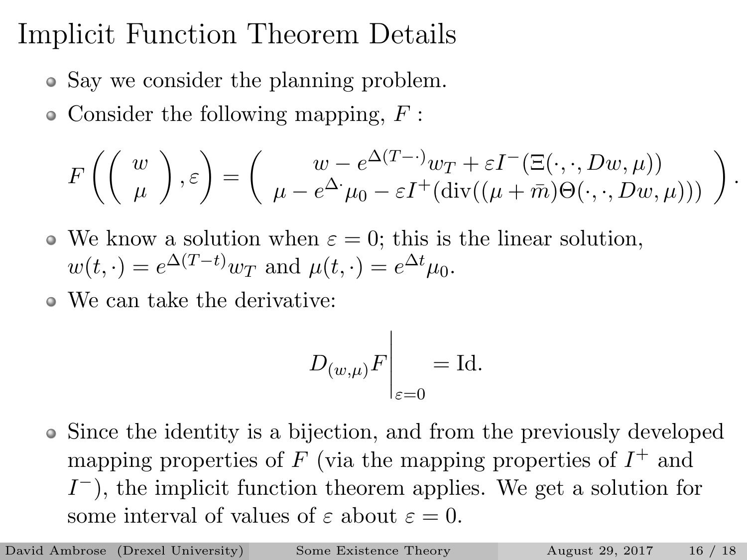# Implicit Function Theorem Details

- Say we consider the planning problem.
- Consider the following mapping, $F$ :

$$F\left(\left(\begin{array}{c} w \\ \mu \end{array}\right), \varepsilon\right) = \left(\begin{array}{c} w - e^{\Delta(T-\cdot)}w_T + \varepsilon I^-(\Xi(\cdot,\cdot,Dw,\mu)) \\ \mu - e^{\Delta\cdot}\mu_0 - \varepsilon I^+(\mathrm{div}((\mu+\bar{m})\Theta(\cdot,\cdot,Dw,\mu))) \end{array}\right).$$

- We know a solution when $\varepsilon = 0$; this is the linear solution, $w(t,\cdot) = e^{\Delta(T-t)}w_T$ and $\mu(t,\cdot) = e^{\Delta t}\mu_0$.
- We can take the derivative:

$$D_{(w,\mu)}F\Big|_{\varepsilon=0} = \mathrm{Id}.$$

- Since the identity is a bijection, and from the previously developed mapping properties of $F$ (via the mapping properties of $I^+$ and $I^-$), the implicit function theorem applies. We get a solution for some interval of values of $\varepsilon$ about $\varepsilon = 0$.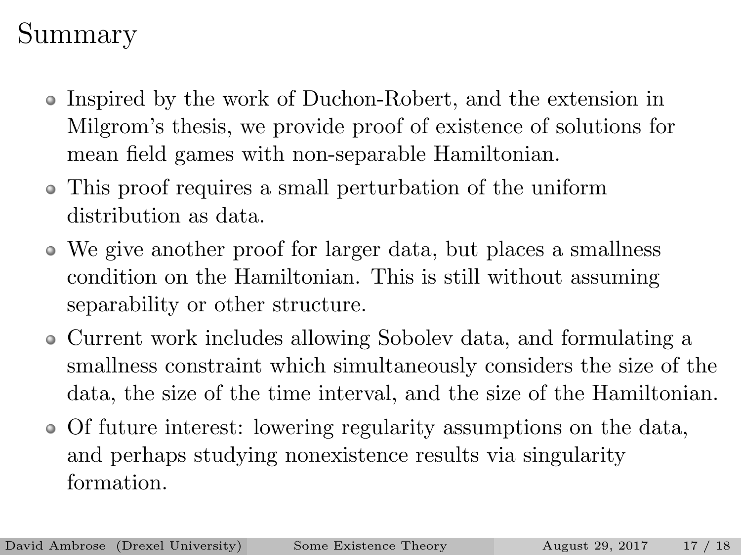# Summary

- Inspired by the work of Duchon-Robert, and the extension in Milgrom's thesis, we provide proof of existence of solutions for mean field games with non-separable Hamiltonian.
- This proof requires a small perturbation of the uniform distribution as data.
- We give another proof for larger data, but places a smallness condition on the Hamiltonian. This is still without assuming separability or other structure.
- Current work includes allowing Sobolev data, and formulating a smallness constraint which simultaneously considers the size of the data, the size of the time interval, and the size of the Hamiltonian.
- Of future interest: lowering regularity assumptions on the data, and perhaps studying nonexistence results via singularity formation.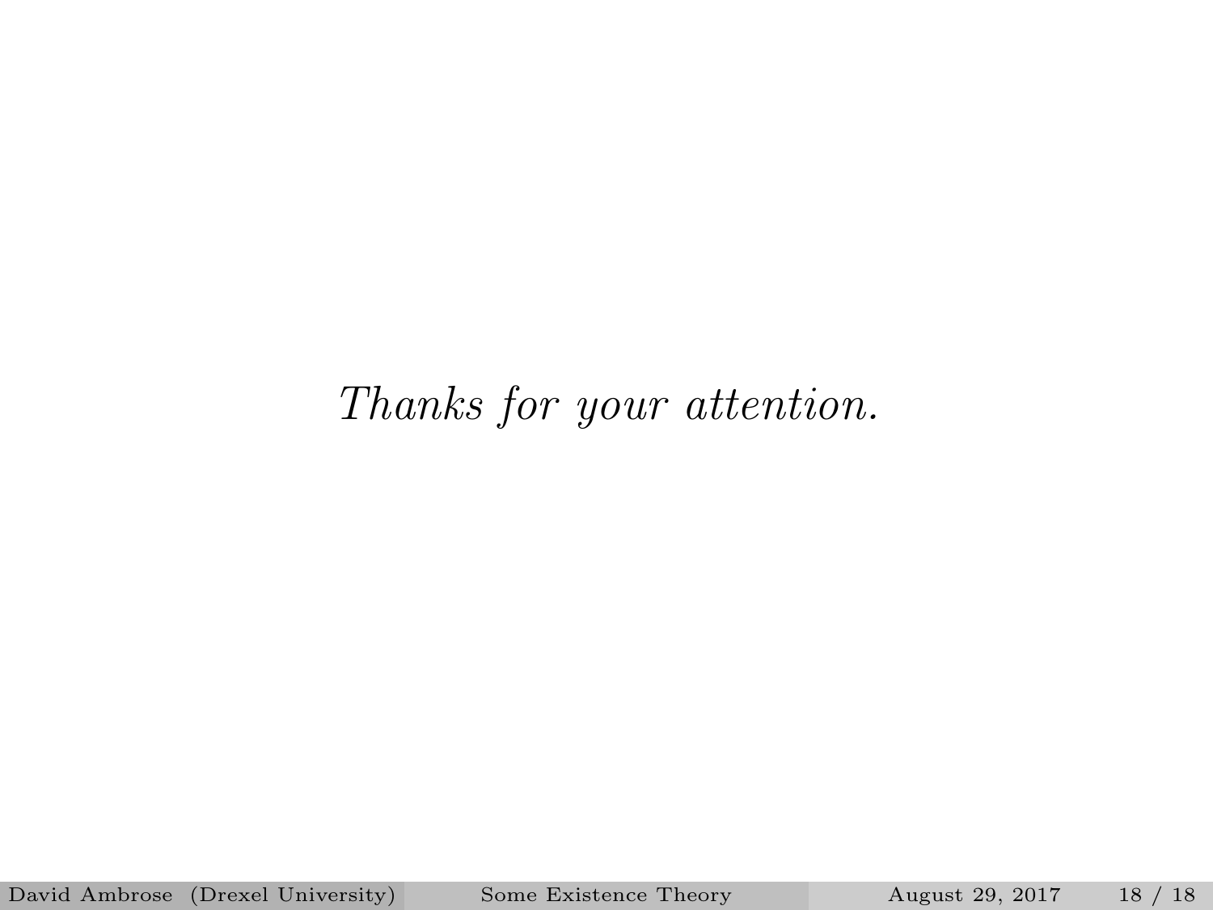*Thanks for your attention.*